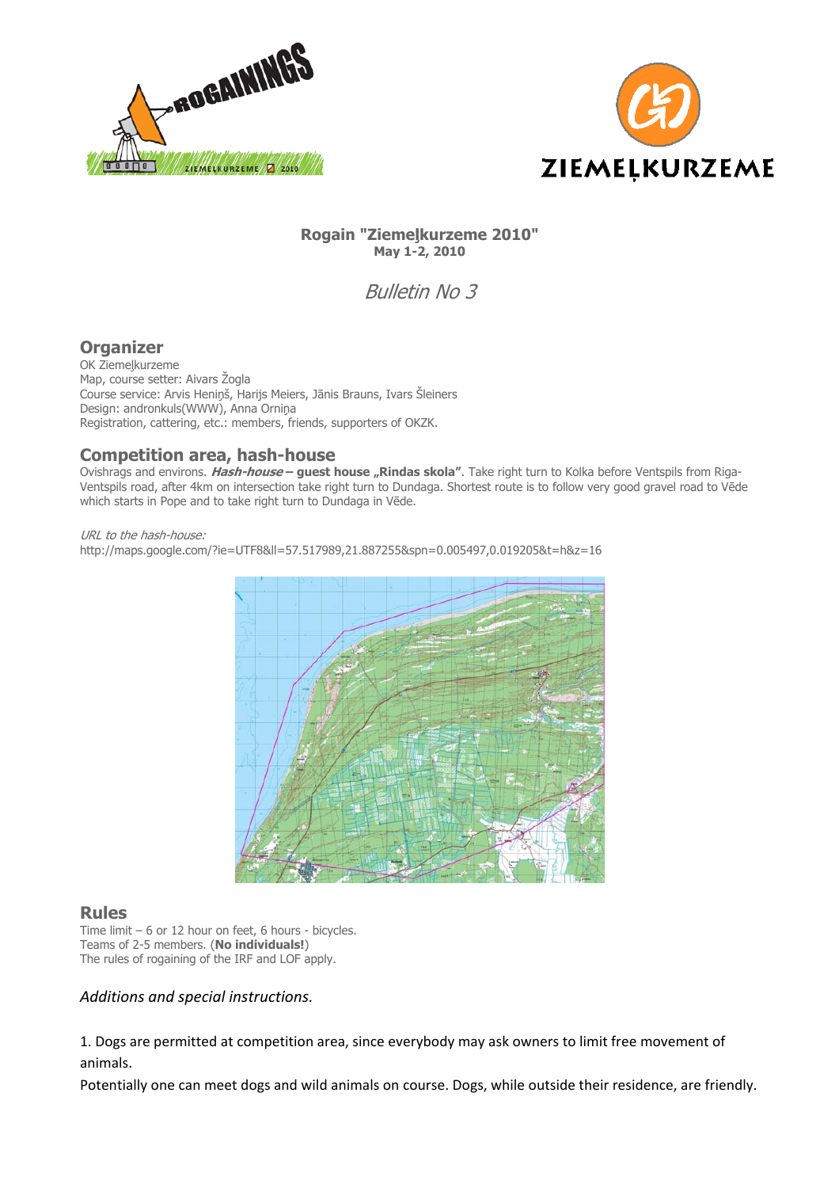# Rogain "Ziemeļkurzeme 2010"

**May 1-2, 2010**

*Bulletin No 3*

## Organizer

OK Ziemeļkurzeme
Map, course setter: Aivars Žogla
Course service: Arvis Heniņš, Harijs Meiers, Jānis Brauns, Ivars Šleiners
Design: andronkuls(WWW), Anna Orniņa
Registration, cattering, etc.: members, friends, supporters of OKZK.

## Competition area, hash-house

Ovishrags and environs. ***Hash-house* – guest house „Rindas skola"**. Take right turn to Kolka before Ventspils from Riga-Ventspils road, after 4km on intersection take right turn to Dundaga. Shortest route is to follow very good gravel road to Vēde which starts in Pope and to take right turn to Dundaga in Vēde.

*URL to the hash-house:*
http://maps.google.com/?ie=UTF8&ll=57.517989,21.887255&spn=0.005497,0.019205&t=h&z=16

## Rules

Time limit – 6 or 12 hour on feet, 6 hours - bicycles.
Teams of 2-5 members. (**No individuals!**)
The rules of rogaining of the IRF and LOF apply.

*Additions and special instructions.*

1. Dogs are permitted at competition area, since everybody may ask owners to limit free movement of animals.
Potentially one can meet dogs and wild animals on course. Dogs, while outside their residence, are friendly.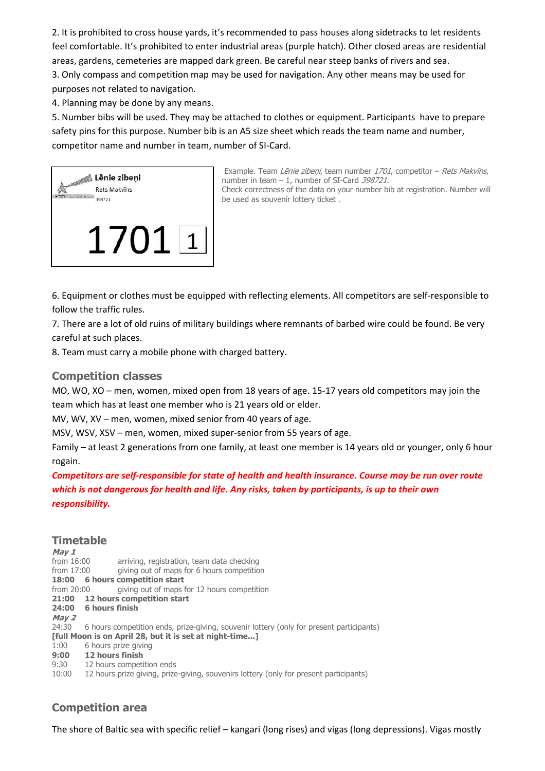2. It is prohibited to cross house yards, it's recommended to pass houses along sidetracks to let residents feel comfortable. It's prohibited to enter industrial areas (purple hatch). Other closed areas are residential areas, gardens, cemeteries are mapped dark green. Be careful near steep banks of rivers and sea.
3. Only compass and competition map may be used for navigation. Any other means may be used for purposes not related to navigation.
4. Planning may be done by any means.
5. Number bibs will be used. They may be attached to clothes or equipment. Participants have to prepare safety pins for this purpose. Number bib is an A5 size sheet which reads the team name and number, competitor name and number in team, number of SI-Card.

Lēnie zibeņi
Rets Makvīns
398721
1701 1

Example. Team *Lēnie zibeņi*, team number *1701*, competitor – *Rets Makvīns*, number in team – 1, number of SI-Card *398721*.
Check correctness of the data on your number bib at registration. Number will be used as souvenir lottery ticket .

6. Equipment or clothes must be equipped with reflecting elements. All competitors are self-responsible to follow the traffic rules.
7. There are a lot of old ruins of military buildings where remnants of barbed wire could be found. Be very careful at such places.
8. Team must carry a mobile phone with charged battery.

## Competition classes

MO, WO, XO – men, women, mixed open from 18 years of age. 15-17 years old competitors may join the team which has at least one member who is 21 years old or elder.
MV, WV, XV – men, women, mixed senior from 40 years of age.
MSV, WSV, XSV – men, women, mixed super-senior from 55 years of age.
Family – at least 2 generations from one family, at least one member is 14 years old or younger, only 6 hour rogain.

***Competitors are self-responsible for state of health and health insurance. Course may be run over route which is not dangerous for health and life. Any risks, taken by participants, is up to their own responsibility.***

## Timetable

***May 1***
from 16:00 arriving, registration, team data checking
from 17:00 giving out of maps for 6 hours competition
**18:00 6 hours competition start**
from 20:00 giving out of maps for 12 hours competition
**21:00 12 hours competition start**
**24:00 6 hours finish**
***May 2***
24:30 6 hours competition ends, prize-giving, souvenir lottery (only for present participants)
**[full Moon is on April 28, but it is set at night-time...]**
1:00 6 hours prize giving
**9:00 12 hours finish**
9:30 12 hours competition ends
10:00 12 hours prize giving, prize-giving, souvenirs lottery (only for present participants)

## Competition area

The shore of Baltic sea with specific relief – kangari (long rises) and vigas (long depressions). Vigas mostly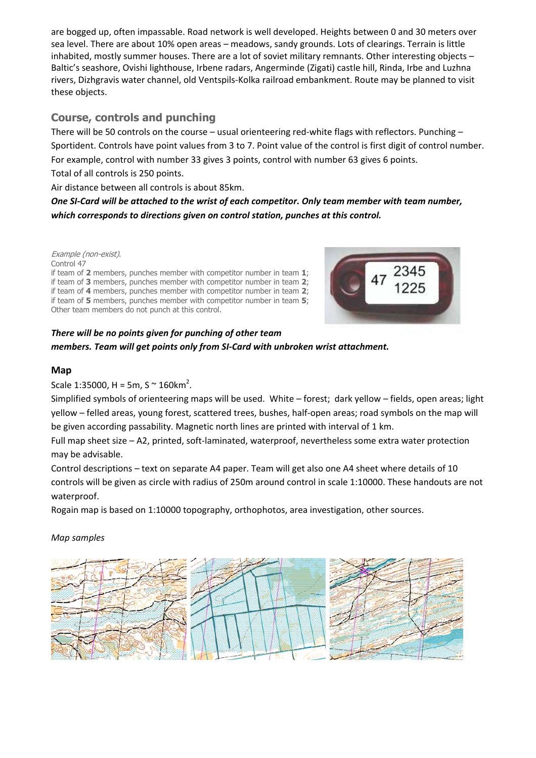are bogged up, often impassable. Road network is well developed. Heights between 0 and 30 meters over sea level. There are about 10% open areas – meadows, sandy grounds. Lots of clearings. Terrain is little inhabited, mostly summer houses. There are a lot of soviet military remnants. Other interesting objects – Baltic's seashore, Ovishi lighthouse, Irbene radars, Angerminde (Zigati) castle hill, Rinda, Irbe and Luzhna rivers, Dizhgravis water channel, old Ventspils-Kolka railroad embankment. Route may be planned to visit these objects.

## Course, controls and punching

There will be 50 controls on the course – usual orienteering red-white flags with reflectors. Punching – Sportident. Controls have point values from 3 to 7. Point value of the control is first digit of control number. For example, control with number 33 gives 3 points, control with number 63 gives 6 points.

Total of all controls is 250 points.

Air distance between all controls is about 85km.

***One SI-Card will be attached to the wrist of each competitor. Only team member with team number, which corresponds to directions given on control station, punches at this control.***

*Example (non-exist).*
Control 47
if team of **2** members, punches member with competitor number in team **1**;
if team of **3** members, punches member with competitor number in team **2**;
if team of **4** members, punches member with competitor number in team **2**;
if team of **5** members, punches member with competitor number in team **5**;
Other team members do not punch at this control.

***There will be no points given for punching of other team members. Team will get points only from SI-Card with unbroken wrist attachment.***

## Map

Scale 1:35000, H = 5m, S ~ 160km$^2$.

Simplified symbols of orienteering maps will be used. White – forest; dark yellow – fields, open areas; light yellow – felled areas, young forest, scattered trees, bushes, half-open areas; road symbols on the map will be given according passability. Magnetic north lines are printed with interval of 1 km.

Full map sheet size – A2, printed, soft-laminated, waterproof, nevertheless some extra water protection may be advisable.

Control descriptions – text on separate A4 paper. Team will get also one A4 sheet where details of 10 controls will be given as circle with radius of 250m around control in scale 1:10000. These handouts are not waterproof.

Rogain map is based on 1:10000 topography, orthophotos, area investigation, other sources.

*Map samples*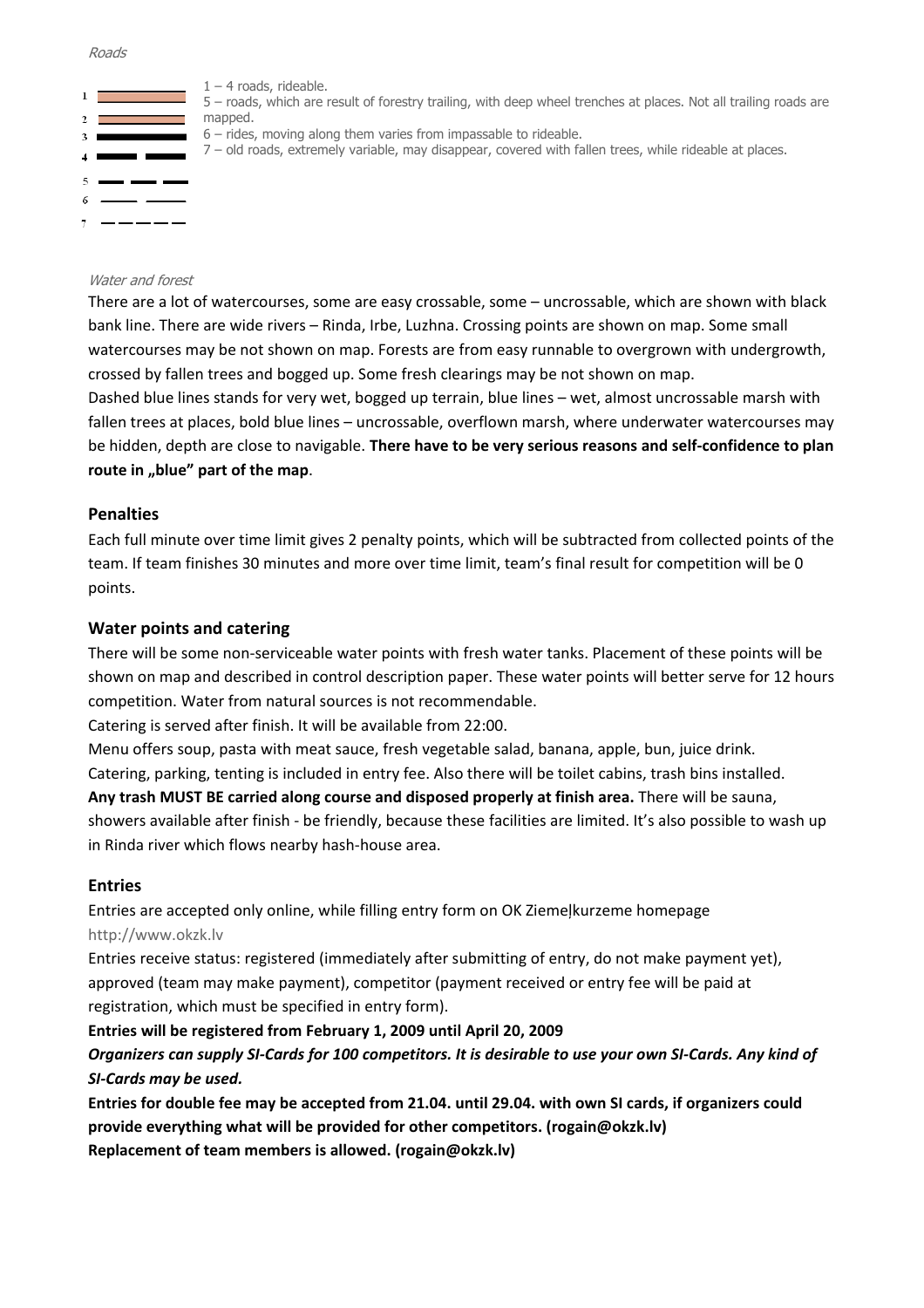*Roads*

1
2
3
4
5
6
7

1 – 4 roads, rideable.
5 – roads, which are result of forestry trailing, with deep wheel trenches at places. Not all trailing roads are mapped.
6 – rides, moving along them varies from impassable to rideable.
7 – old roads, extremely variable, may disappear, covered with fallen trees, while rideable at places.

*Water and forest*

There are a lot of watercourses, some are easy crossable, some – uncrossable, which are shown with black bank line. There are wide rivers – Rinda, Irbe, Luzhna. Crossing points are shown on map. Some small watercourses may be not shown on map. Forests are from easy runnable to overgrown with undergrowth, crossed by fallen trees and bogged up. Some fresh clearings may be not shown on map.
Dashed blue lines stands for very wet, bogged up terrain, blue lines – wet, almost uncrossable marsh with fallen trees at places, bold blue lines – uncrossable, overflown marsh, where underwater watercourses may be hidden, depth are close to navigable. **There have to be very serious reasons and self-confidence to plan route in „blue" part of the map**.

## Penalties

Each full minute over time limit gives 2 penalty points, which will be subtracted from collected points of the team. If team finishes 30 minutes and more over time limit, team's final result for competition will be 0 points.

## Water points and catering

There will be some non-serviceable water points with fresh water tanks. Placement of these points will be shown on map and described in control description paper. These water points will better serve for 12 hours competition. Water from natural sources is not recommendable.
Catering is served after finish. It will be available from 22:00.
Menu offers soup, pasta with meat sauce, fresh vegetable salad, banana, apple, bun, juice drink.
Catering, parking, tenting is included in entry fee. Also there will be toilet cabins, trash bins installed.
**Any trash MUST BE carried along course and disposed properly at finish area.** There will be sauna, showers available after finish - be friendly, because these facilities are limited. It's also possible to wash up in Rinda river which flows nearby hash-house area.

## Entries

Entries are accepted only online, while filling entry form on OK Ziemeļkurzeme homepage
http://www.okzk.lv
Entries receive status: registered (immediately after submitting of entry, do not make payment yet), approved (team may make payment), competitor (payment received or entry fee will be paid at registration, which must be specified in entry form).
**Entries will be registered from February 1, 2009 until April 20, 2009**
***Organizers can supply SI-Cards for 100 competitors. It is desirable to use your own SI-Cards. Any kind of SI-Cards may be used.***
**Entries for double fee may be accepted from 21.04. until 29.04. with own SI cards, if organizers could provide everything what will be provided for other competitors. (rogain@okzk.lv)**
**Replacement of team members is allowed. (rogain@okzk.lv)**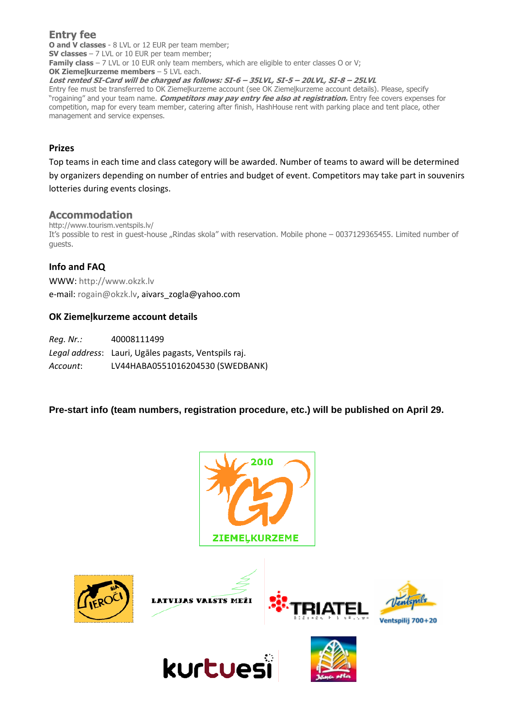## Entry fee

**O and V classes** - 8 LVL or 12 EUR per team member;
**SV classes** – 7 LVL or 10 EUR per team member;
**Family class** – 7 LVL or 10 EUR only team members, which are eligible to enter classes O or V;
**OK Ziemeļkurzeme members** – 5 LVL each.
***Lost rented SI-Card will be charged as follows: SI-6 – 35LVL, SI-5 – 20LVL, SI-8 – 25LVL***
Entry fee must be transferred to OK Ziemeļkurzeme account (see OK Ziemeļkurzeme account details). Please, specify "rogaining" and your team name. ***Competitors may pay entry fee also at registration.*** Entry fee covers expenses for competition, map for every team member, catering after finish, HashHouse rent with parking place and tent place, other management and service expenses.

### Prizes

Top teams in each time and class category will be awarded. Number of teams to award will be determined by organizers depending on number of entries and budget of event. Competitors may take part in souvenirs lotteries during events closings.

## Accommodation

http://www.tourism.ventspils.lv/
It's possible to rest in guest-house „Rindas skola" with reservation. Mobile phone – 0037129365455. Limited number of guests.

### Info and FAQ

WWW: http://www.okzk.lv
e-mail: rogain@okzk.lv, aivars_zogla@yahoo.com

### OK Ziemeļkurzeme account details

| | |
|---|---|
| *Reg. Nr.:* | 40008111499 |
| *Legal address*: | Lauri, Ugāles pagasts, Ventspils raj. |
| *Account*: | LV44HABA0551016204530 (SWEDBANK) |

**Pre-start info (team numbers, registration procedure, etc.) will be published on April 29.**